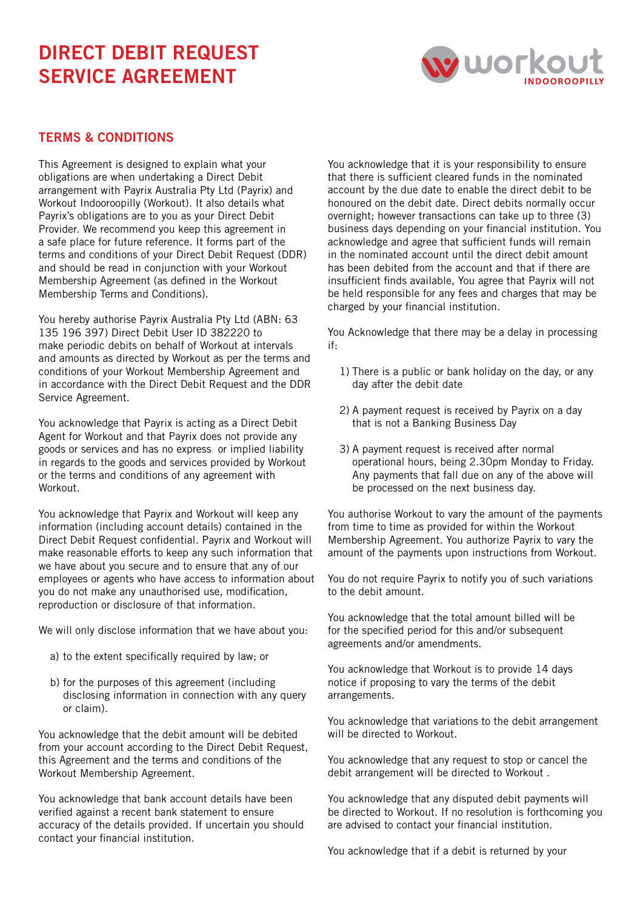# DIRECT DEBIT REQUEST SERVICE AGREEMENT

workout INDOOROOPILLY

## TERMS & CONDITIONS

This Agreement is designed to explain what your obligations are when undertaking a Direct Debit arrangement with Payrix Australia Pty Ltd (Payrix) and Workout Indooroopilly (Workout). It also details what Payrix's obligations are to you as your Direct Debit Provider. We recommend you keep this agreement in a safe place for future reference. It forms part of the terms and conditions of your Direct Debit Request (DDR) and should be read in conjunction with your Workout Membership Agreement (as defined in the Workout Membership Terms and Conditions).

You hereby authorise Payrix Australia Pty Ltd (ABN: 63 135 196 397) Direct Debit User ID 382220 to make periodic debits on behalf of Workout at intervals and amounts as directed by Workout as per the terms and conditions of your Workout Membership Agreement and in accordance with the Direct Debit Request and the DDR Service Agreement.

You acknowledge that Payrix is acting as a Direct Debit Agent for Workout and that Payrix does not provide any goods or services and has no express or implied liability in regards to the goods and services provided by Workout or the terms and conditions of any agreement with Workout.

You acknowledge that Payrix and Workout will keep any information (including account details) contained in the Direct Debit Request confidential. Payrix and Workout will make reasonable efforts to keep any such information that we have about you secure and to ensure that any of our employees or agents who have access to information about you do not make any unauthorised use, modification, reproduction or disclosure of that information.

We will only disclose information that we have about you:

a) to the extent specifically required by law; or

b) for the purposes of this agreement (including disclosing information in connection with any query or claim).

You acknowledge that the debit amount will be debited from your account according to the Direct Debit Request, this Agreement and the terms and conditions of the Workout Membership Agreement.

You acknowledge that bank account details have been verified against a recent bank statement to ensure accuracy of the details provided. If uncertain you should contact your financial institution.

You acknowledge that it is your responsibility to ensure that there is sufficient cleared funds in the nominated account by the due date to enable the direct debit to be honoured on the debit date. Direct debits normally occur overnight; however transactions can take up to three (3) business days depending on your financial institution. You acknowledge and agree that sufficient funds will remain in the nominated account until the direct debit amount has been debited from the account and that if there are insufficient finds available, You agree that Payrix will not be held responsible for any fees and charges that may be charged by your financial institution.

You Acknowledge that there may be a delay in processing if:

1) There is a public or bank holiday on the day, or any day after the debit date

2) A payment request is received by Payrix on a day that is not a Banking Business Day

3) A payment request is received after normal operational hours, being 2.30pm Monday to Friday. Any payments that fall due on any of the above will be processed on the next business day.

You authorise Workout to vary the amount of the payments from time to time as provided for within the Workout Membership Agreement. You authorize Payrix to vary the amount of the payments upon instructions from Workout.

You do not require Payrix to notify you of such variations to the debit amount.

You acknowledge that the total amount billed will be for the specified period for this and/or subsequent agreements and/or amendments.

You acknowledge that Workout is to provide 14 days notice if proposing to vary the terms of the debit arrangements.

You acknowledge that variations to the debit arrangement will be directed to Workout.

You acknowledge that any request to stop or cancel the debit arrangement will be directed to Workout .

You acknowledge that any disputed debit payments will be directed to Workout. If no resolution is forthcoming you are advised to contact your financial institution.

You acknowledge that if a debit is returned by your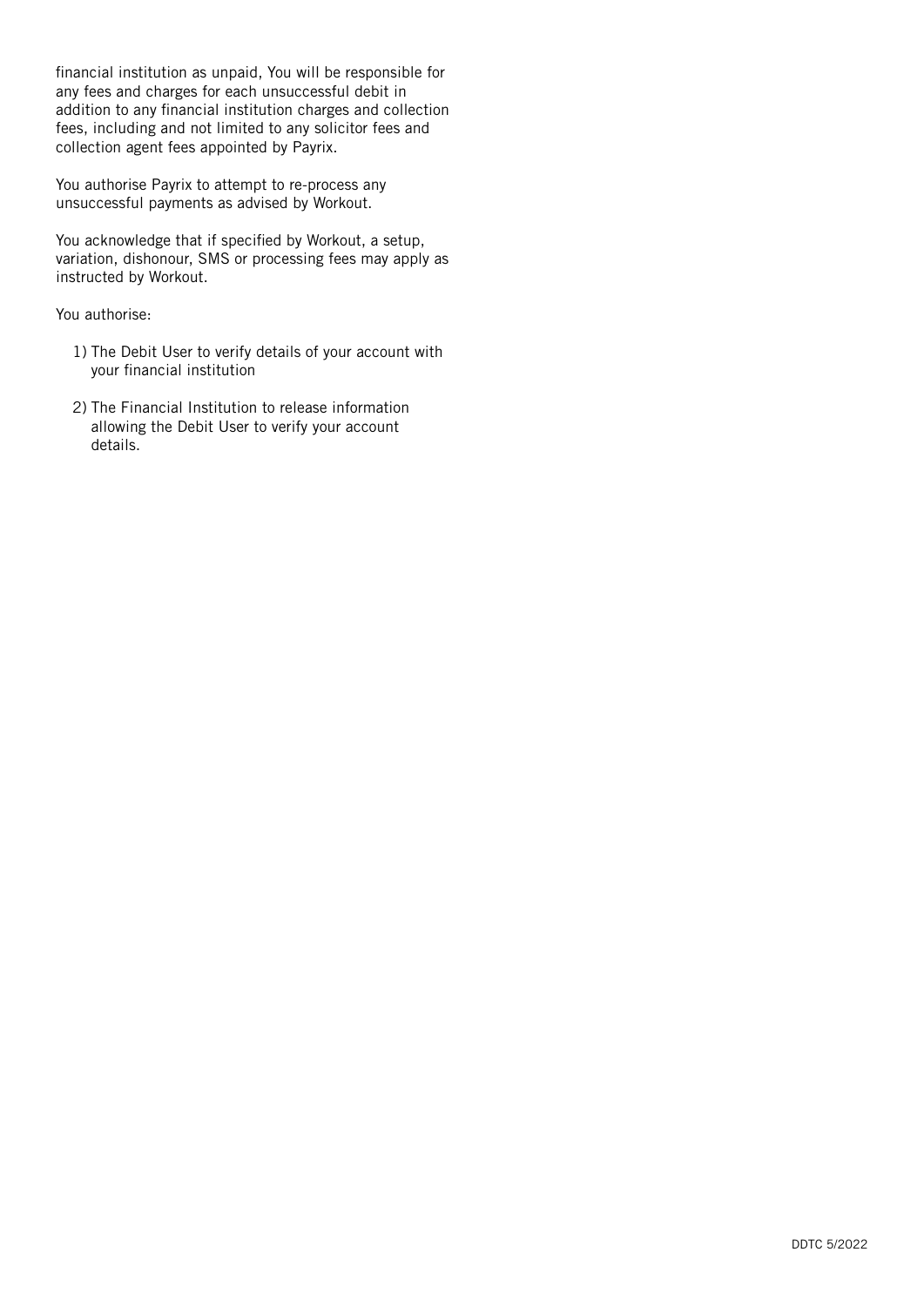financial institution as unpaid, You will be responsible for any fees and charges for each unsuccessful debit in addition to any financial institution charges and collection fees, including and not limited to any solicitor fees and collection agent fees appointed by Payrix.

You authorise Payrix to attempt to re-process any unsuccessful payments as advised by Workout.

You acknowledge that if specified by Workout, a setup, variation, dishonour, SMS or processing fees may apply as instructed by Workout.

You authorise:

1) The Debit User to verify details of your account with your financial institution
2) The Financial Institution to release information allowing the Debit User to verify your account details.

DDTC 5/2022